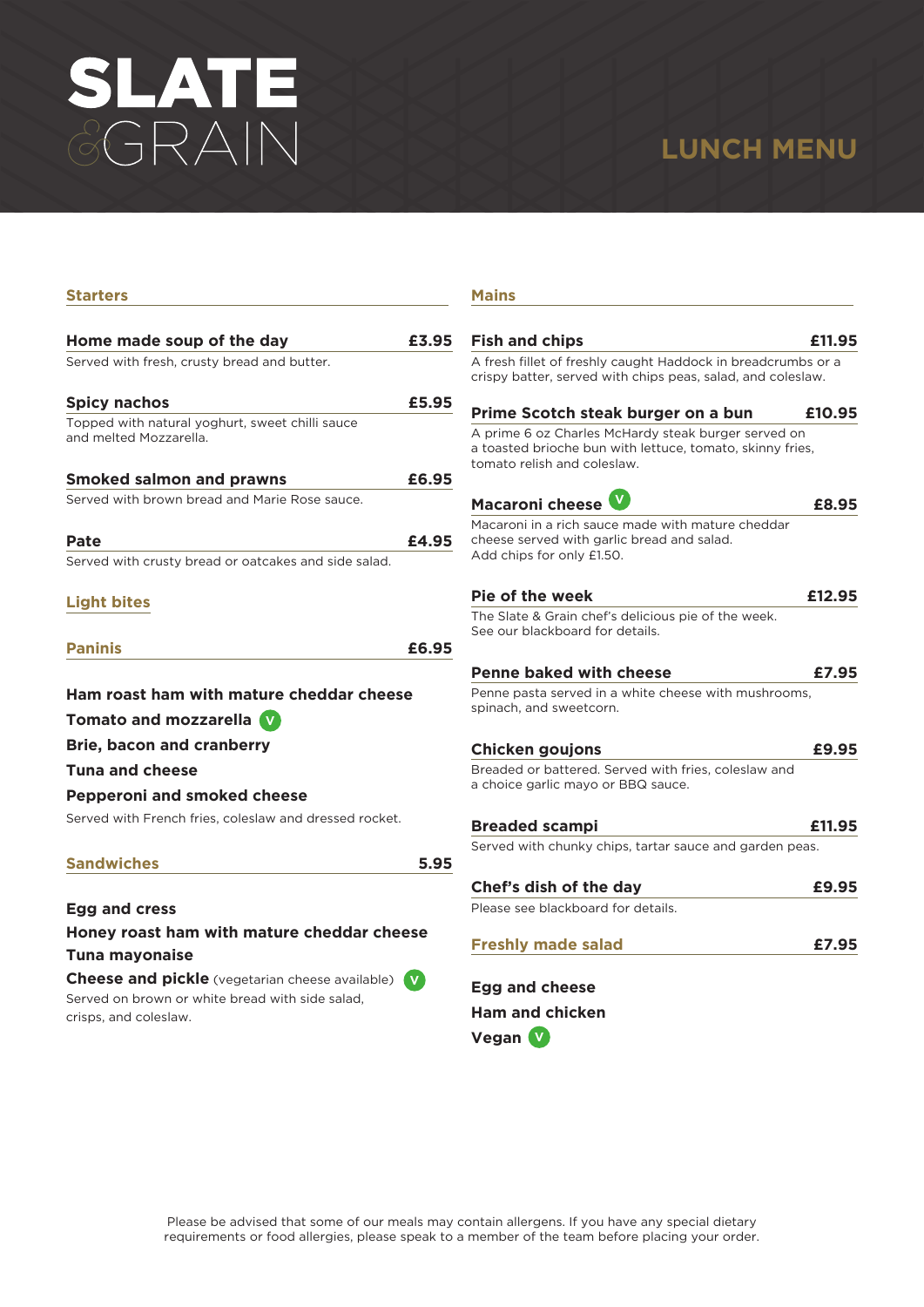# SLATE &GRAIN

## LUNCH MENU

### Starters

**Home made soup of the day** — **£3.95**
Served with fresh, crusty bread and butter.

**Spicy nachos** — **£5.95**
Topped with natural yoghurt, sweet chilli sauce and melted Mozzarella.

**Smoked salmon and prawns** — **£6.95**
Served with brown bread and Marie Rose sauce.

**Pate** — **£4.95**
Served with crusty bread or oatcakes and side salad.

### Light bites

#### Paninis — £6.95

**Ham roast ham with mature cheddar cheese**
**Tomato and mozzarella** (V)
**Brie, bacon and cranberry**
**Tuna and cheese**
**Pepperoni and smoked cheese**

Served with French fries, coleslaw and dressed rocket.

#### Sandwiches — 5.95

**Egg and cress**
**Honey roast ham with mature cheddar cheese**
**Tuna mayonaise**
**Cheese and pickle** (vegetarian cheese available) (V)

Served on brown or white bread with side salad, crisps, and coleslaw.

### Mains

**Fish and chips** — **£11.95**
A fresh fillet of freshly caught Haddock in breadcrumbs or a crispy batter, served with chips peas, salad, and coleslaw.

**Prime Scotch steak burger on a bun** — **£10.95**
A prime 6 oz Charles McHardy steak burger served on a toasted brioche bun with lettuce, tomato, skinny fries, tomato relish and coleslaw.

**Macaroni cheese** (V) — **£8.95**
Macaroni in a rich sauce made with mature cheddar cheese served with garlic bread and salad. Add chips for only £1.50.

**Pie of the week** — **£12.95**
The Slate & Grain chef's delicious pie of the week. See our blackboard for details.

**Penne baked with cheese** — **£7.95**
Penne pasta served in a white cheese with mushrooms, spinach, and sweetcorn.

**Chicken goujons** — **£9.95**
Breaded or battered. Served with fries, coleslaw and a choice garlic mayo or BBQ sauce.

**Breaded scampi** — **£11.95**
Served with chunky chips, tartar sauce and garden peas.

**Chef's dish of the day** — **£9.95**
Please see blackboard for details.

#### Freshly made salad — £7.95

**Egg and cheese**
**Ham and chicken**
**Vegan** (V)

Please be advised that some of our meals may contain allergens. If you have any special dietary requirements or food allergies, please speak to a member of the team before placing your order.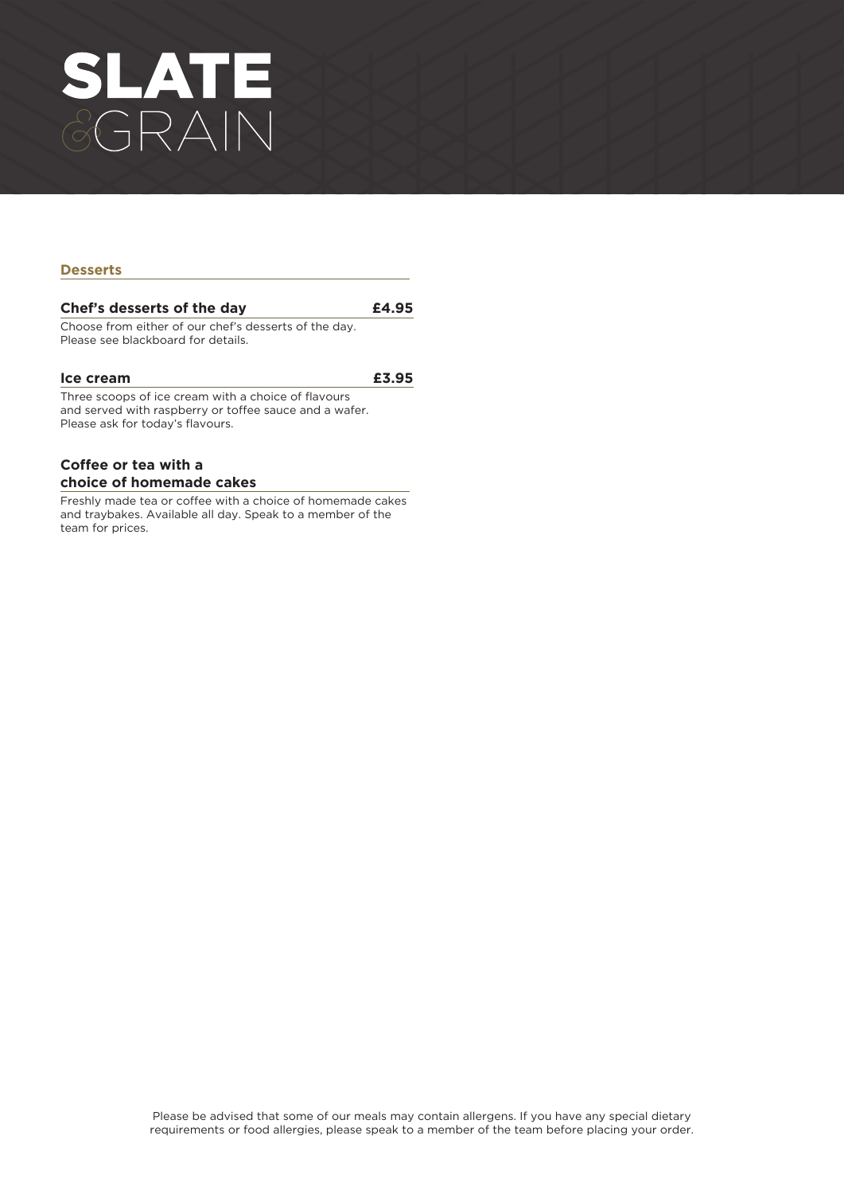# SLATE &GRAIN

## Desserts

### Chef's desserts of the day — £4.95

Choose from either of our chef's desserts of the day.
Please see blackboard for details.

### Ice cream — £3.95

Three scoops of ice cream with a choice of flavours and served with raspberry or toffee sauce and a wafer.
Please ask for today's flavours.

### Coffee or tea with a choice of homemade cakes

Freshly made tea or coffee with a choice of homemade cakes and traybakes. Available all day. Speak to a member of the team for prices.

Please be advised that some of our meals may contain allergens. If you have any special dietary requirements or food allergies, please speak to a member of the team before placing your order.